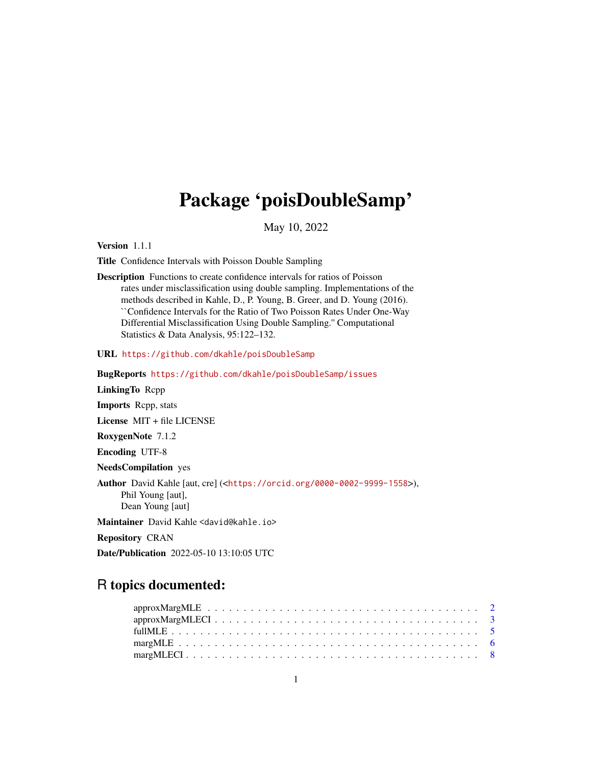# Package 'poisDoubleSamp'

May 10, 2022

**Version** 1.1.1

**Title** Confidence Intervals with Poisson Double Sampling

**Description** Functions to create confidence intervals for ratios of Poisson rates under misclassification using double sampling. Implementations of the methods described in Kahle, D., P. Young, B. Greer, and D. Young (2016). ``Confidence Intervals for the Ratio of Two Poisson Rates Under One-Way Differential Misclassification Using Double Sampling.'' Computational Statistics & Data Analysis, 95:122–132.

**URL** https://github.com/dkahle/poisDoubleSamp

**BugReports** https://github.com/dkahle/poisDoubleSamp/issues

**LinkingTo** Rcpp

**Imports** Rcpp, stats

**License** MIT + file LICENSE

**RoxygenNote** 7.1.2

**Encoding** UTF-8

**NeedsCompilation** yes

**Author** David Kahle [aut, cre] (<https://orcid.org/0000-0002-9999-1558>),
Phil Young [aut],
Dean Young [aut]

**Maintainer** David Kahle <david@kahle.io>

**Repository** CRAN

**Date/Publication** 2022-05-10 13:10:05 UTC

## R topics documented:

- approxMargMLE . . . . . . . . . . . . . . . . . . . . . . . . . . . . . . . . . . . . 2
- approxMargMLECI . . . . . . . . . . . . . . . . . . . . . . . . . . . . . . . . . . . 3
- fullMLE . . . . . . . . . . . . . . . . . . . . . . . . . . . . . . . . . . . . . . . . 5
- margMLE . . . . . . . . . . . . . . . . . . . . . . . . . . . . . . . . . . . . . . . 6
- margMLECI . . . . . . . . . . . . . . . . . . . . . . . . . . . . . . . . . . . . . . 8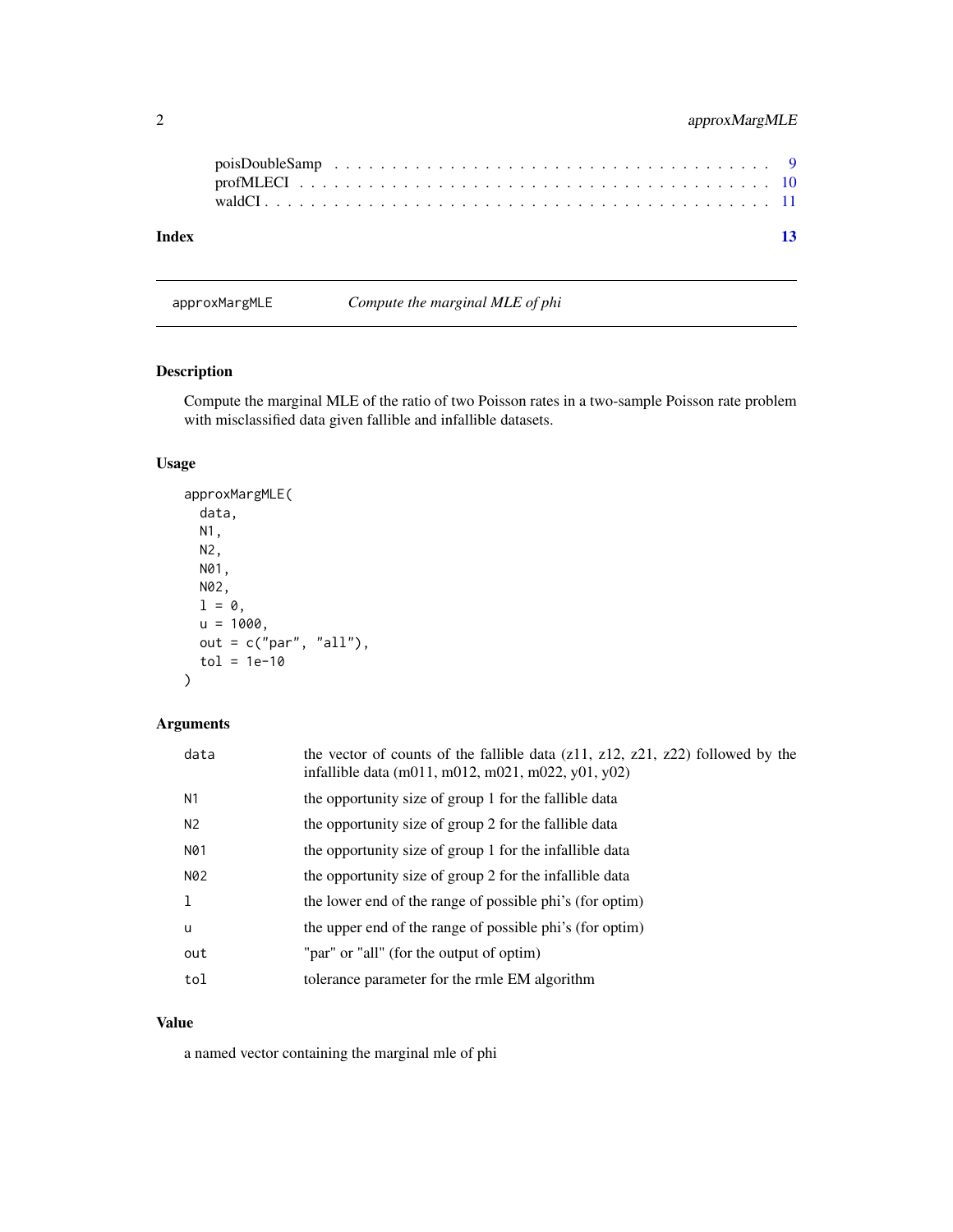poisDoubleSamp . . . . . . . . . . . . . . . . . . . . . . . . . . . . . . . . . . . 9
profMLECI . . . . . . . . . . . . . . . . . . . . . . . . . . . . . . . . . . . . . 10
waldCI . . . . . . . . . . . . . . . . . . . . . . . . . . . . . . . . . . . . . . . 11

**Index** **13**

---

approxMargMLE *Compute the marginal MLE of phi*

---

## Description

Compute the marginal MLE of the ratio of two Poisson rates in a two-sample Poisson rate problem with misclassified data given fallible and infallible datasets.

## Usage

```
approxMargMLE(
  data,
  N1,
  N2,
  N01,
  N02,
  l = 0,
  u = 1000,
  out = c("par", "all"),
  tol = 1e-10
)
```

## Arguments

| | |
|---|---|
| data | the vector of counts of the fallible data (z11, z12, z21, z22) followed by the infallible data (m011, m012, m021, m022, y01, y02) |
| N1 | the opportunity size of group 1 for the fallible data |
| N2 | the opportunity size of group 2 for the fallible data |
| N01 | the opportunity size of group 1 for the infallible data |
| N02 | the opportunity size of group 2 for the infallible data |
| l | the lower end of the range of possible phi's (for optim) |
| u | the upper end of the range of possible phi's (for optim) |
| out | "par" or "all" (for the output of optim) |
| tol | tolerance parameter for the rmle EM algorithm |

## Value

a named vector containing the marginal mle of phi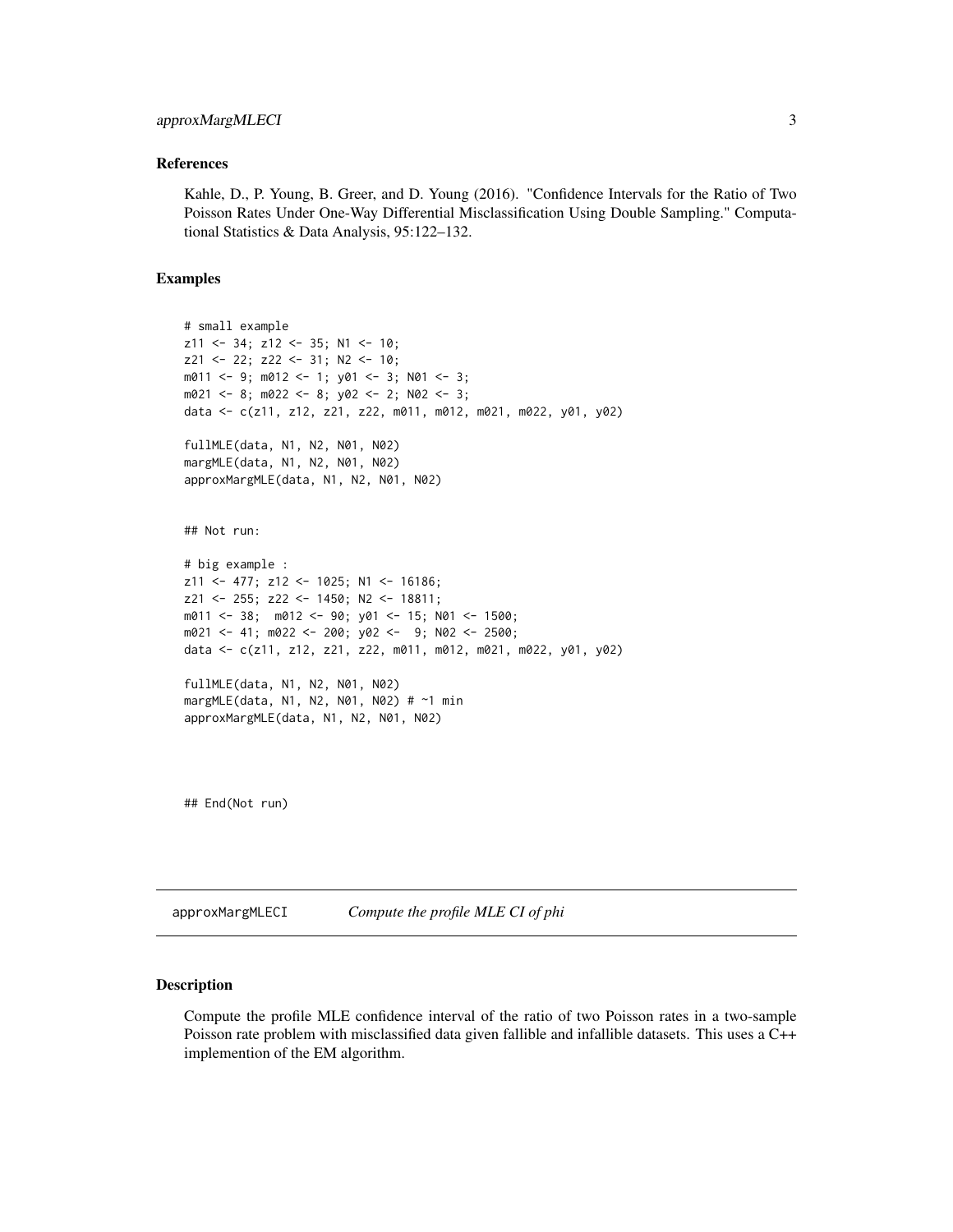### References

Kahle, D., P. Young, B. Greer, and D. Young (2016). "Confidence Intervals for the Ratio of Two Poisson Rates Under One-Way Differential Misclassification Using Double Sampling." Computational Statistics & Data Analysis, 95:122–132.

### Examples

```
# small example
z11 <- 34; z12 <- 35; N1 <- 10;
z21 <- 22; z22 <- 31; N2 <- 10;
m011 <- 9; m012 <- 1; y01 <- 3; N01 <- 3;
m021 <- 8; m022 <- 8; y02 <- 2; N02 <- 3;
data <- c(z11, z12, z21, z22, m011, m012, m021, m022, y01, y02)

fullMLE(data, N1, N2, N01, N02)
margMLE(data, N1, N2, N01, N02)
approxMargMLE(data, N1, N2, N01, N02)


## Not run:

# big example :
z11 <- 477; z12 <- 1025; N1 <- 16186;
z21 <- 255; z22 <- 1450; N2 <- 18811;
m011 <- 38;  m012 <- 90; y01 <- 15; N01 <- 1500;
m021 <- 41; m022 <- 200; y02 <-  9; N02 <- 2500;
data <- c(z11, z12, z21, z22, m011, m012, m021, m022, y01, y02)

fullMLE(data, N1, N2, N01, N02)
margMLE(data, N1, N2, N01, N02) # ~1 min
approxMargMLE(data, N1, N2, N01, N02)



## End(Not run)
```

---

approxMargMLECI *Compute the profile MLE CI of phi*

---

### Description

Compute the profile MLE confidence interval of the ratio of two Poisson rates in a two-sample Poisson rate problem with misclassified data given fallible and infallible datasets. This uses a C++ implemention of the EM algorithm.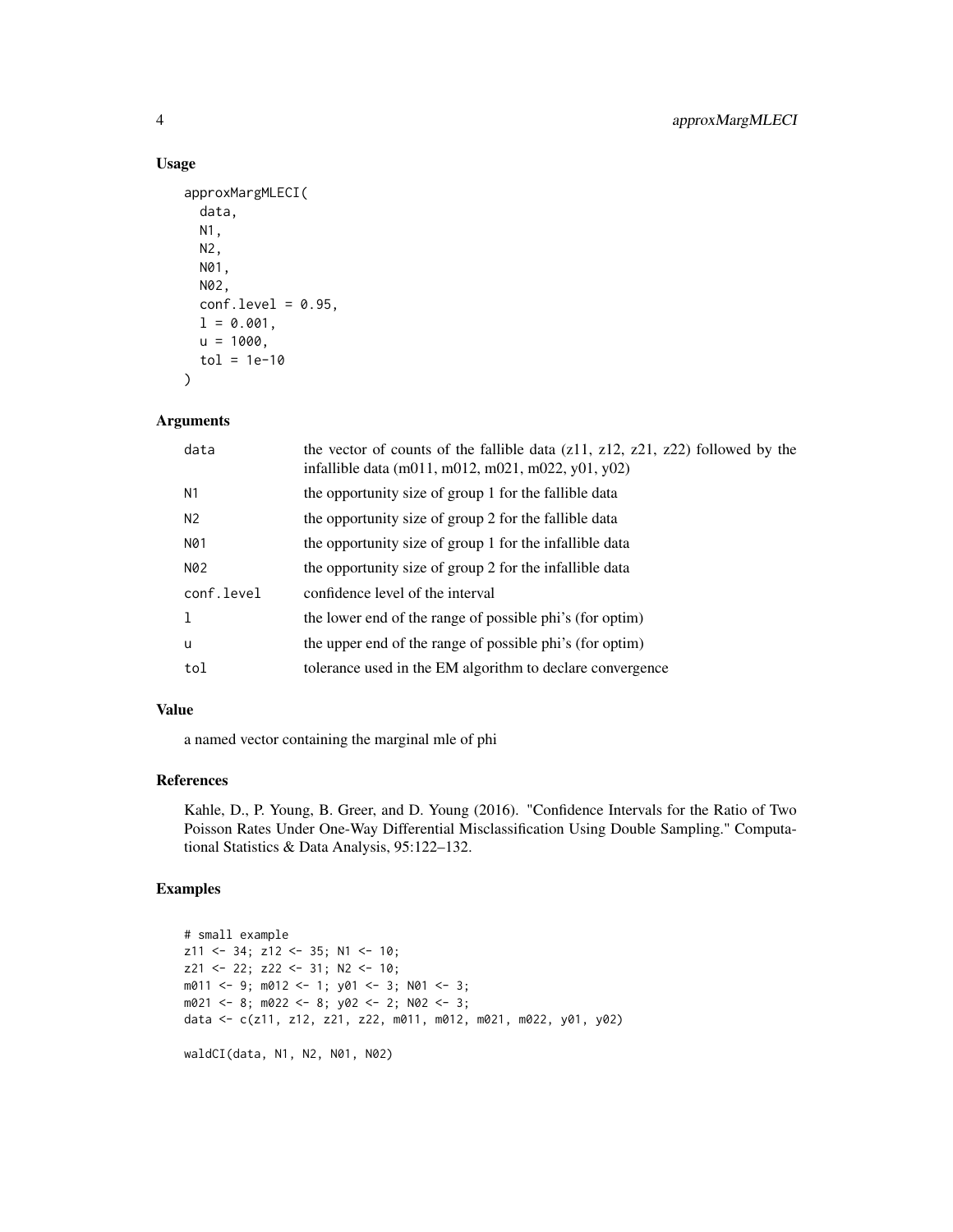## Usage

```
approxMargMLECI(
  data,
  N1,
  N2,
  N01,
  N02,
  conf.level = 0.95,
  l = 0.001,
  u = 1000,
  tol = 1e-10
)
```

## Arguments

| | |
|---|---|
| data | the vector of counts of the fallible data (z11, z12, z21, z22) followed by the infallible data (m011, m012, m021, m022, y01, y02) |
| N1 | the opportunity size of group 1 for the fallible data |
| N2 | the opportunity size of group 2 for the fallible data |
| N01 | the opportunity size of group 1 for the infallible data |
| N02 | the opportunity size of group 2 for the infallible data |
| conf.level | confidence level of the interval |
| l | the lower end of the range of possible phi's (for optim) |
| u | the upper end of the range of possible phi's (for optim) |
| tol | tolerance used in the EM algorithm to declare convergence |

## Value

a named vector containing the marginal mle of phi

## References

Kahle, D., P. Young, B. Greer, and D. Young (2016). "Confidence Intervals for the Ratio of Two Poisson Rates Under One-Way Differential Misclassification Using Double Sampling." Computational Statistics & Data Analysis, 95:122–132.

## Examples

```
# small example
z11 <- 34; z12 <- 35; N1 <- 10;
z21 <- 22; z22 <- 31; N2 <- 10;
m011 <- 9; m012 <- 1; y01 <- 3; N01 <- 3;
m021 <- 8; m022 <- 8; y02 <- 2; N02 <- 3;
data <- c(z11, z12, z21, z22, m011, m012, m021, m022, y01, y02)

waldCI(data, N1, N2, N01, N02)
```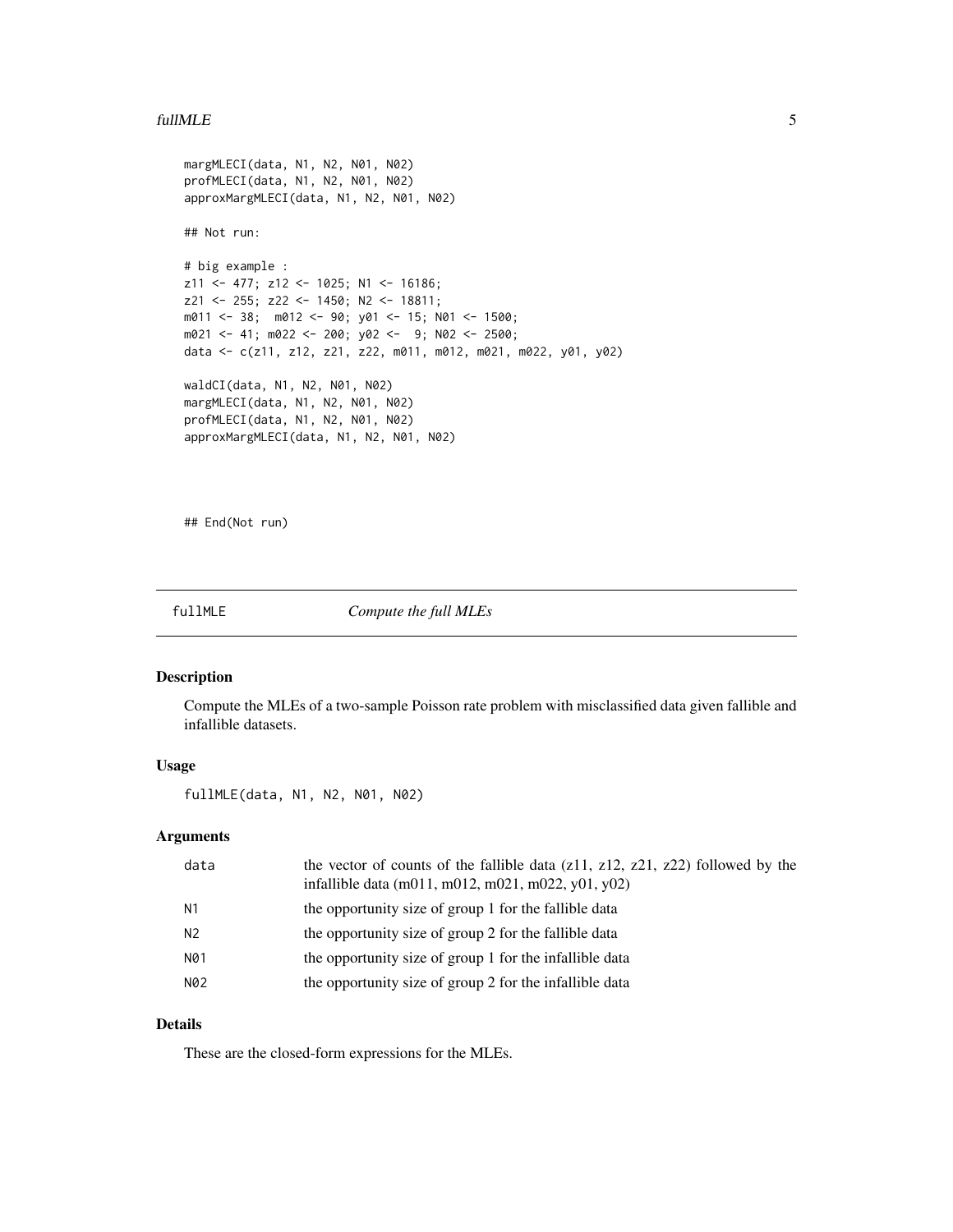```
margMLECI(data, N1, N2, N01, N02)
profMLECI(data, N1, N2, N01, N02)
approxMargMLECI(data, N1, N2, N01, N02)

## Not run:

# big example :
z11 <- 477; z12 <- 1025; N1 <- 16186;
z21 <- 255; z22 <- 1450; N2 <- 18811;
m011 <- 38;  m012 <- 90; y01 <- 15; N01 <- 1500;
m021 <- 41; m022 <- 200; y02 <-  9; N02 <- 2500;
data <- c(z11, z12, z21, z22, m011, m012, m021, m022, y01, y02)

waldCI(data, N1, N2, N01, N02)
margMLECI(data, N1, N2, N01, N02)
profMLECI(data, N1, N2, N01, N02)
approxMargMLECI(data, N1, N2, N01, N02)




## End(Not run)
```

## fullMLE — *Compute the full MLEs*

### Description

Compute the MLEs of a two-sample Poisson rate problem with misclassified data given fallible and infallible datasets.

### Usage

```
fullMLE(data, N1, N2, N01, N02)
```

### Arguments

| | |
|---|---|
| `data` | the vector of counts of the fallible data (z11, z12, z21, z22) followed by the infallible data (m011, m012, m021, m022, y01, y02) |
| `N1` | the opportunity size of group 1 for the fallible data |
| `N2` | the opportunity size of group 2 for the fallible data |
| `N01` | the opportunity size of group 1 for the infallible data |
| `N02` | the opportunity size of group 2 for the infallible data |

### Details

These are the closed-form expressions for the MLEs.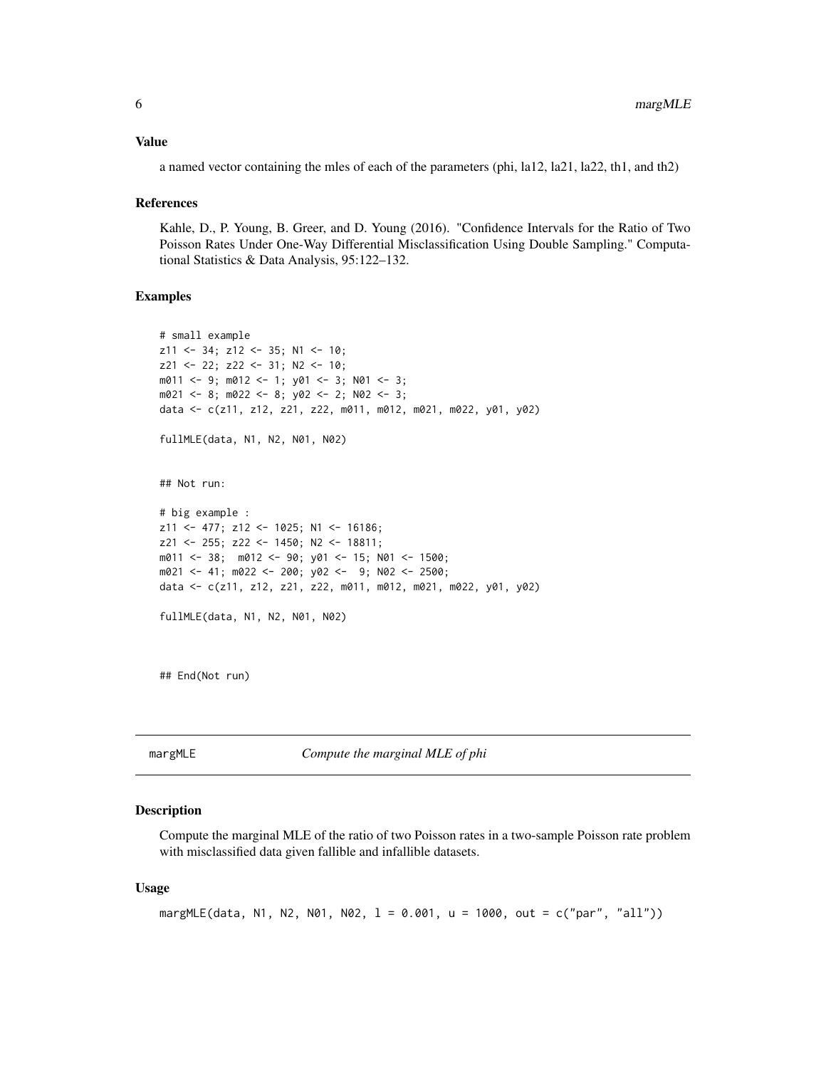### Value

a named vector containing the mles of each of the parameters (phi, la12, la21, la22, th1, and th2)

### References

Kahle, D., P. Young, B. Greer, and D. Young (2016). "Confidence Intervals for the Ratio of Two Poisson Rates Under One-Way Differential Misclassification Using Double Sampling." Computational Statistics & Data Analysis, 95:122–132.

### Examples

```
# small example
z11 <- 34; z12 <- 35; N1 <- 10;
z21 <- 22; z22 <- 31; N2 <- 10;
m011 <- 9; m012 <- 1; y01 <- 3; N01 <- 3;
m021 <- 8; m022 <- 8; y02 <- 2; N02 <- 3;
data <- c(z11, z12, z21, z22, m011, m012, m021, m022, y01, y02)

fullMLE(data, N1, N2, N01, N02)


## Not run:

# big example :
z11 <- 477; z12 <- 1025; N1 <- 16186;
z21 <- 255; z22 <- 1450; N2 <- 18811;
m011 <- 38;  m012 <- 90; y01 <- 15; N01 <- 1500;
m021 <- 41; m022 <- 200; y02 <-  9; N02 <- 2500;
data <- c(z11, z12, z21, z22, m011, m012, m021, m022, y01, y02)

fullMLE(data, N1, N2, N01, N02)



## End(Not run)
```

---

## margMLE — *Compute the marginal MLE of phi*

---

### Description

Compute the marginal MLE of the ratio of two Poisson rates in a two-sample Poisson rate problem with misclassified data given fallible and infallible datasets.

### Usage

```
margMLE(data, N1, N2, N01, N02, l = 0.001, u = 1000, out = c("par", "all"))
```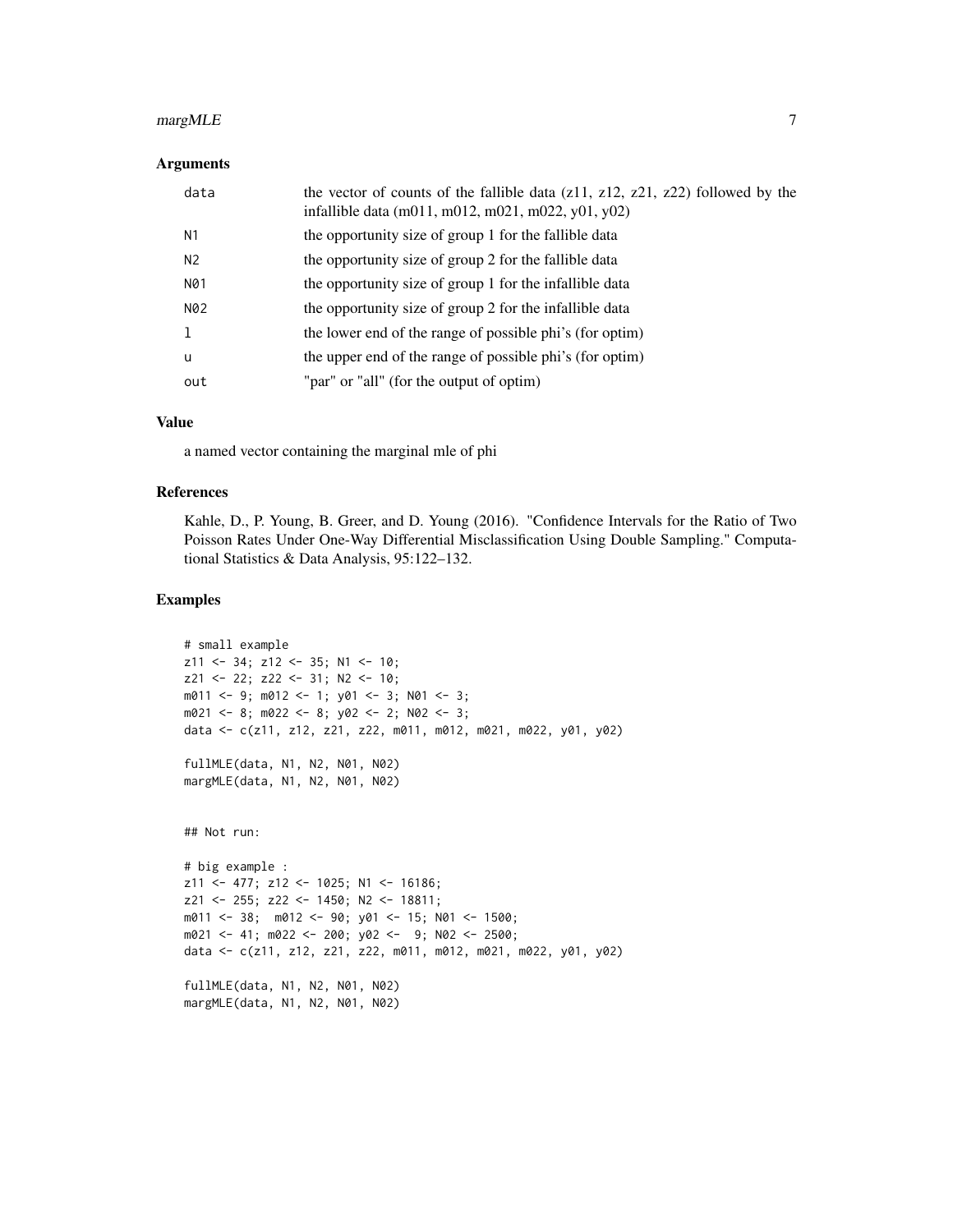### Arguments

| | |
|---|---|
| data | the vector of counts of the fallible data (z11, z12, z21, z22) followed by the infallible data (m011, m012, m021, m022, y01, y02) |
| N1 | the opportunity size of group 1 for the fallible data |
| N2 | the opportunity size of group 2 for the fallible data |
| N01 | the opportunity size of group 1 for the infallible data |
| N02 | the opportunity size of group 2 for the infallible data |
| l | the lower end of the range of possible phi's (for optim) |
| u | the upper end of the range of possible phi's (for optim) |
| out | "par" or "all" (for the output of optim) |

### Value

a named vector containing the marginal mle of phi

### References

Kahle, D., P. Young, B. Greer, and D. Young (2016). "Confidence Intervals for the Ratio of Two Poisson Rates Under One-Way Differential Misclassification Using Double Sampling." Computational Statistics & Data Analysis, 95:122–132.

### Examples

```
# small example
z11 <- 34; z12 <- 35; N1 <- 10;
z21 <- 22; z22 <- 31; N2 <- 10;
m011 <- 9; m012 <- 1; y01 <- 3; N01 <- 3;
m021 <- 8; m022 <- 8; y02 <- 2; N02 <- 3;
data <- c(z11, z12, z21, z22, m011, m012, m021, m022, y01, y02)

fullMLE(data, N1, N2, N01, N02)
margMLE(data, N1, N2, N01, N02)


## Not run:

# big example :
z11 <- 477; z12 <- 1025; N1 <- 16186;
z21 <- 255; z22 <- 1450; N2 <- 18811;
m011 <- 38;  m012 <- 90; y01 <- 15; N01 <- 1500;
m021 <- 41; m022 <- 200; y02 <-  9; N02 <- 2500;
data <- c(z11, z12, z21, z22, m011, m012, m021, m022, y01, y02)

fullMLE(data, N1, N2, N01, N02)
margMLE(data, N1, N2, N01, N02)
```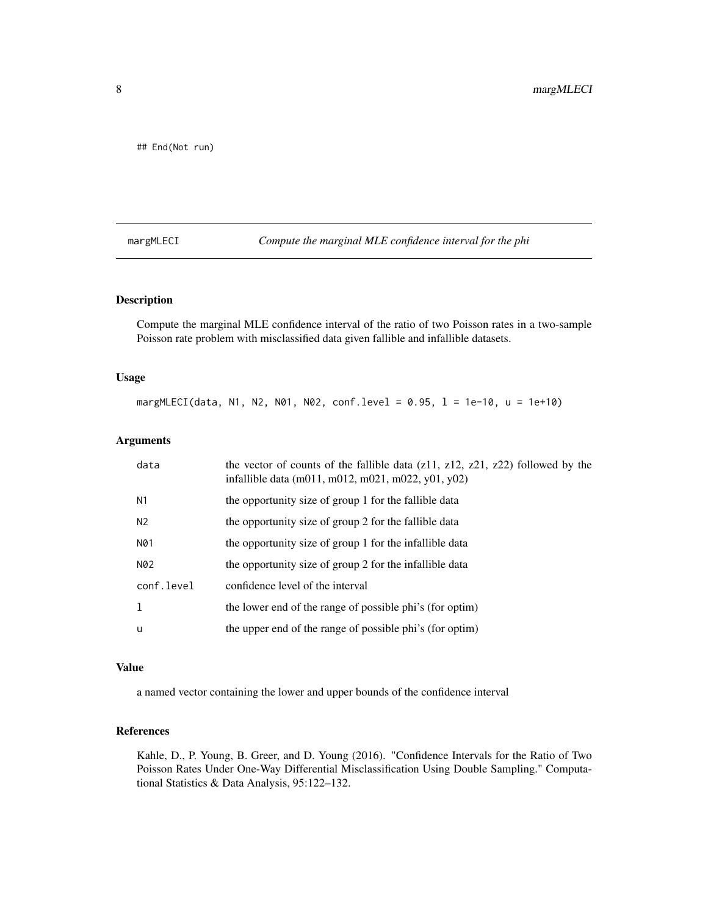```
## End(Not run)
```

## margMLECI — *Compute the marginal MLE confidence interval for the phi*

### Description

Compute the marginal MLE confidence interval of the ratio of two Poisson rates in a two-sample Poisson rate problem with misclassified data given fallible and infallible datasets.

### Usage

```
margMLECI(data, N1, N2, N01, N02, conf.level = 0.95, l = 1e-10, u = 1e+10)
```

### Arguments

| | |
|---|---|
| data | the vector of counts of the fallible data (z11, z12, z21, z22) followed by the infallible data (m011, m012, m021, m022, y01, y02) |
| N1 | the opportunity size of group 1 for the fallible data |
| N2 | the opportunity size of group 2 for the fallible data |
| N01 | the opportunity size of group 1 for the infallible data |
| N02 | the opportunity size of group 2 for the infallible data |
| conf.level | confidence level of the interval |
| l | the lower end of the range of possible phi's (for optim) |
| u | the upper end of the range of possible phi's (for optim) |

### Value

a named vector containing the lower and upper bounds of the confidence interval

### References

Kahle, D., P. Young, B. Greer, and D. Young (2016). "Confidence Intervals for the Ratio of Two Poisson Rates Under One-Way Differential Misclassification Using Double Sampling." Computational Statistics & Data Analysis, 95:122–132.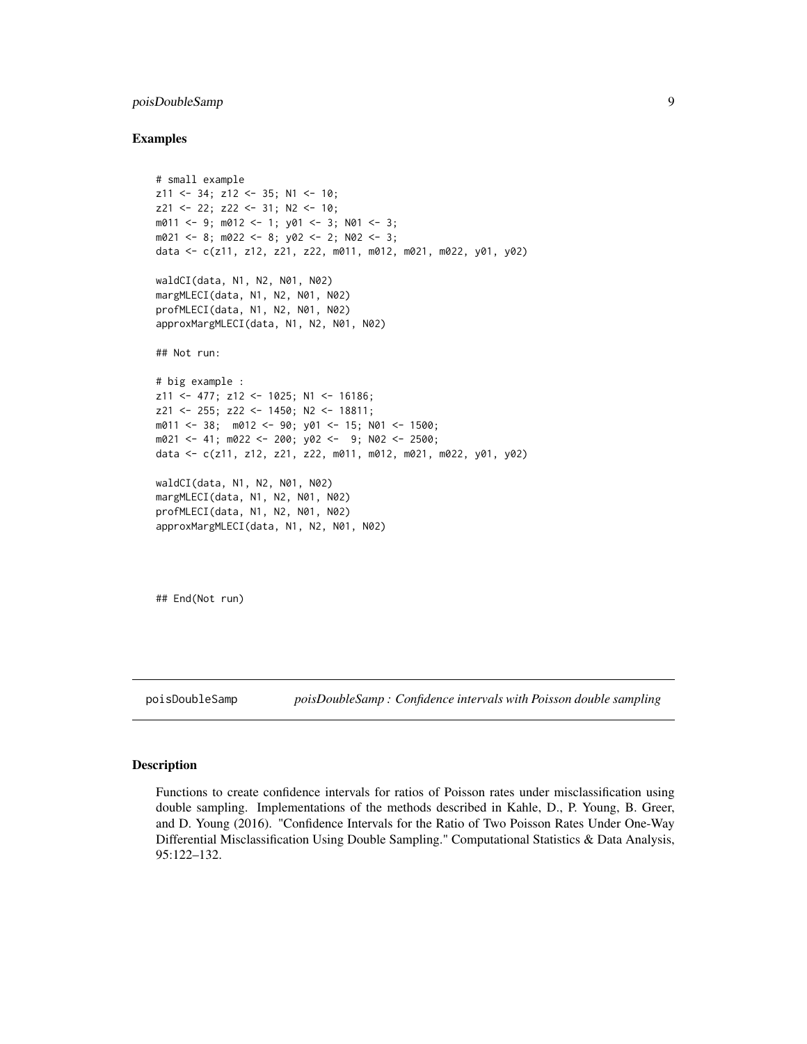### Examples

```
# small example
z11 <- 34; z12 <- 35; N1 <- 10;
z21 <- 22; z22 <- 31; N2 <- 10;
m011 <- 9; m012 <- 1; y01 <- 3; N01 <- 3;
m021 <- 8; m022 <- 8; y02 <- 2; N02 <- 3;
data <- c(z11, z12, z21, z22, m011, m012, m021, m022, y01, y02)

waldCI(data, N1, N2, N01, N02)
margMLECI(data, N1, N2, N01, N02)
profMLECI(data, N1, N2, N01, N02)
approxMargMLECI(data, N1, N2, N01, N02)

## Not run:

# big example :
z11 <- 477; z12 <- 1025; N1 <- 16186;
z21 <- 255; z22 <- 1450; N2 <- 18811;
m011 <- 38;  m012 <- 90; y01 <- 15; N01 <- 1500;
m021 <- 41; m022 <- 200; y02 <-  9; N02 <- 2500;
data <- c(z11, z12, z21, z22, m011, m012, m021, m022, y01, y02)

waldCI(data, N1, N2, N01, N02)
margMLECI(data, N1, N2, N01, N02)
profMLECI(data, N1, N2, N01, N02)
approxMargMLECI(data, N1, N2, N01, N02)



## End(Not run)
```

---

poisDoubleSamp &nbsp;&nbsp;&nbsp; *poisDoubleSamp : Confidence intervals with Poisson double sampling*

---

### Description

Functions to create confidence intervals for ratios of Poisson rates under misclassification using double sampling. Implementations of the methods described in Kahle, D., P. Young, B. Greer, and D. Young (2016). "Confidence Intervals for the Ratio of Two Poisson Rates Under One-Way Differential Misclassification Using Double Sampling." Computational Statistics & Data Analysis, 95:122–132.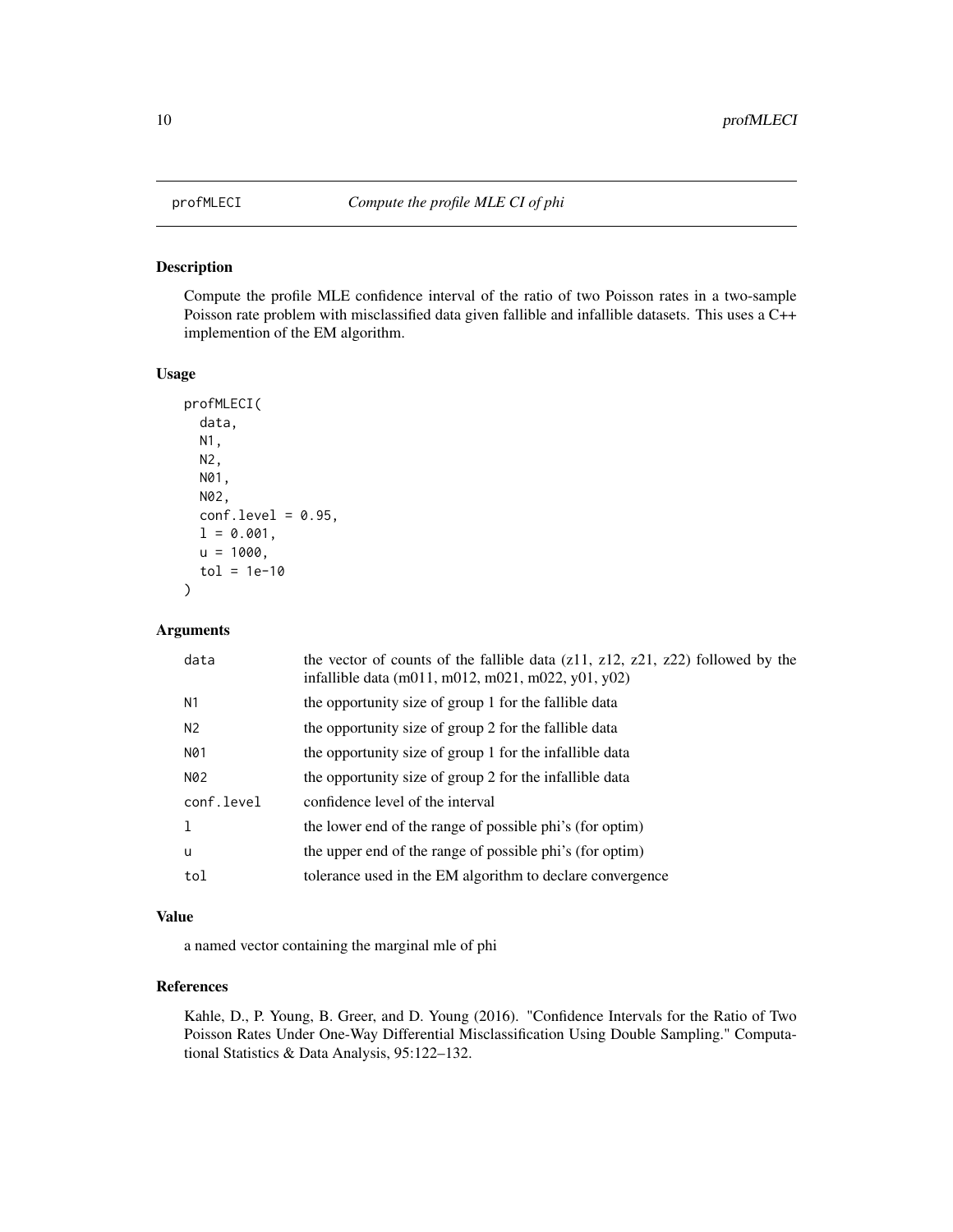# profMLECI — *Compute the profile MLE CI of phi*

## Description

Compute the profile MLE confidence interval of the ratio of two Poisson rates in a two-sample Poisson rate problem with misclassified data given fallible and infallible datasets. This uses a C++ implemention of the EM algorithm.

## Usage

```
profMLECI(
  data,
  N1,
  N2,
  N01,
  N02,
  conf.level = 0.95,
  l = 0.001,
  u = 1000,
  tol = 1e-10
)
```

## Arguments

| | |
|---|---|
| data | the vector of counts of the fallible data (z11, z12, z21, z22) followed by the infallible data (m011, m012, m021, m022, y01, y02) |
| N1 | the opportunity size of group 1 for the fallible data |
| N2 | the opportunity size of group 2 for the fallible data |
| N01 | the opportunity size of group 1 for the infallible data |
| N02 | the opportunity size of group 2 for the infallible data |
| conf.level | confidence level of the interval |
| l | the lower end of the range of possible phi's (for optim) |
| u | the upper end of the range of possible phi's (for optim) |
| tol | tolerance used in the EM algorithm to declare convergence |

## Value

a named vector containing the marginal mle of phi

## References

Kahle, D., P. Young, B. Greer, and D. Young (2016). "Confidence Intervals for the Ratio of Two Poisson Rates Under One-Way Differential Misclassification Using Double Sampling." Computational Statistics & Data Analysis, 95:122–132.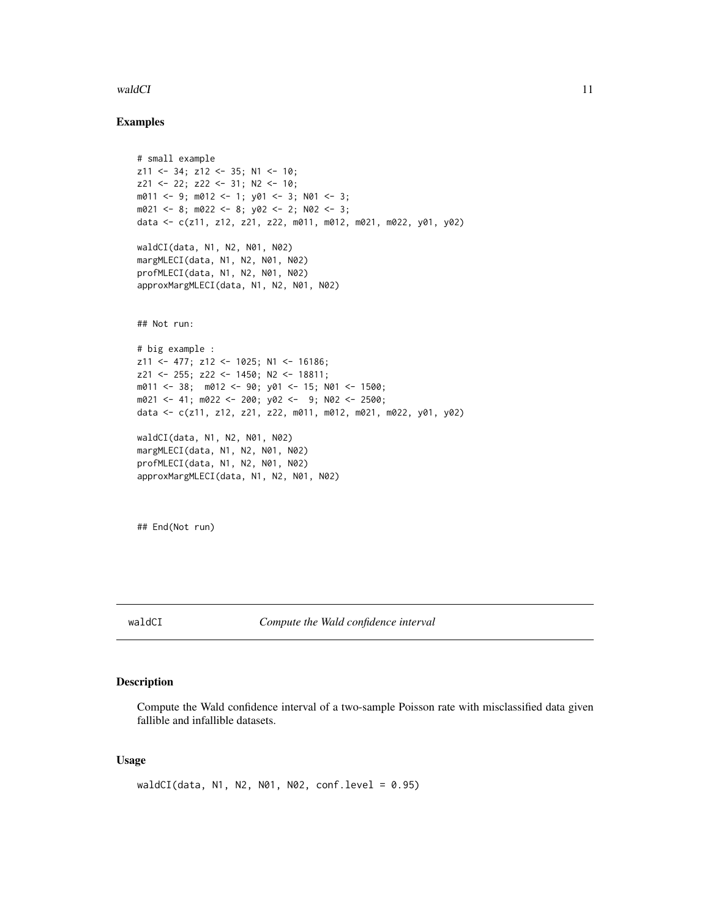## Examples

```
# small example
z11 <- 34; z12 <- 35; N1 <- 10;
z21 <- 22; z22 <- 31; N2 <- 10;
m011 <- 9; m012 <- 1; y01 <- 3; N01 <- 3;
m021 <- 8; m022 <- 8; y02 <- 2; N02 <- 3;
data <- c(z11, z12, z21, z22, m011, m012, m021, m022, y01, y02)

waldCI(data, N1, N2, N01, N02)
margMLECI(data, N1, N2, N01, N02)
profMLECI(data, N1, N2, N01, N02)
approxMargMLECI(data, N1, N2, N01, N02)


## Not run:

# big example :
z11 <- 477; z12 <- 1025; N1 <- 16186;
z21 <- 255; z22 <- 1450; N2 <- 18811;
m011 <- 38;  m012 <- 90; y01 <- 15; N01 <- 1500;
m021 <- 41; m022 <- 200; y02 <-  9; N02 <- 2500;
data <- c(z11, z12, z21, z22, m011, m012, m021, m022, y01, y02)

waldCI(data, N1, N2, N01, N02)
margMLECI(data, N1, N2, N01, N02)
profMLECI(data, N1, N2, N01, N02)
approxMargMLECI(data, N1, N2, N01, N02)



## End(Not run)
```

---

# waldCI — *Compute the Wald confidence interval*

---

## Description

Compute the Wald confidence interval of a two-sample Poisson rate with misclassified data given fallible and infallible datasets.

## Usage

```
waldCI(data, N1, N2, N01, N02, conf.level = 0.95)
```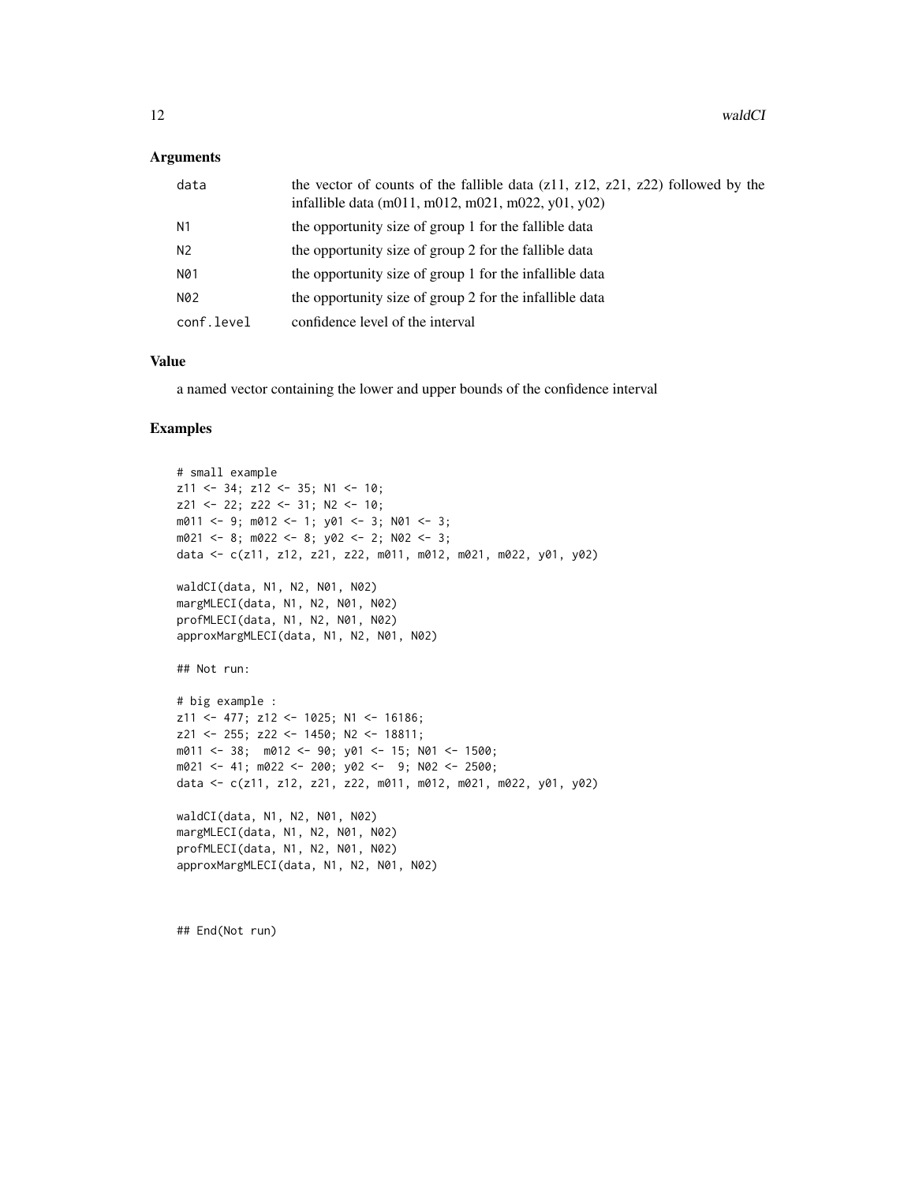## Arguments

| | |
|---|---|
| data | the vector of counts of the fallible data (z11, z12, z21, z22) followed by the infallible data (m011, m012, m021, m022, y01, y02) |
| N1 | the opportunity size of group 1 for the fallible data |
| N2 | the opportunity size of group 2 for the fallible data |
| N01 | the opportunity size of group 1 for the infallible data |
| N02 | the opportunity size of group 2 for the infallible data |
| conf.level | confidence level of the interval |

## Value

a named vector containing the lower and upper bounds of the confidence interval

## Examples

```
# small example
z11 <- 34; z12 <- 35; N1 <- 10;
z21 <- 22; z22 <- 31; N2 <- 10;
m011 <- 9; m012 <- 1; y01 <- 3; N01 <- 3;
m021 <- 8; m022 <- 8; y02 <- 2; N02 <- 3;
data <- c(z11, z12, z21, z22, m011, m012, m021, m022, y01, y02)

waldCI(data, N1, N2, N01, N02)
margMLECI(data, N1, N2, N01, N02)
profMLECI(data, N1, N2, N01, N02)
approxMargMLECI(data, N1, N2, N01, N02)

## Not run:

# big example :
z11 <- 477; z12 <- 1025; N1 <- 16186;
z21 <- 255; z22 <- 1450; N2 <- 18811;
m011 <- 38;  m012 <- 90; y01 <- 15; N01 <- 1500;
m021 <- 41; m022 <- 200; y02 <-  9; N02 <- 2500;
data <- c(z11, z12, z21, z22, m011, m012, m021, m022, y01, y02)

waldCI(data, N1, N2, N01, N02)
margMLECI(data, N1, N2, N01, N02)
profMLECI(data, N1, N2, N01, N02)
approxMargMLECI(data, N1, N2, N01, N02)


## End(Not run)
```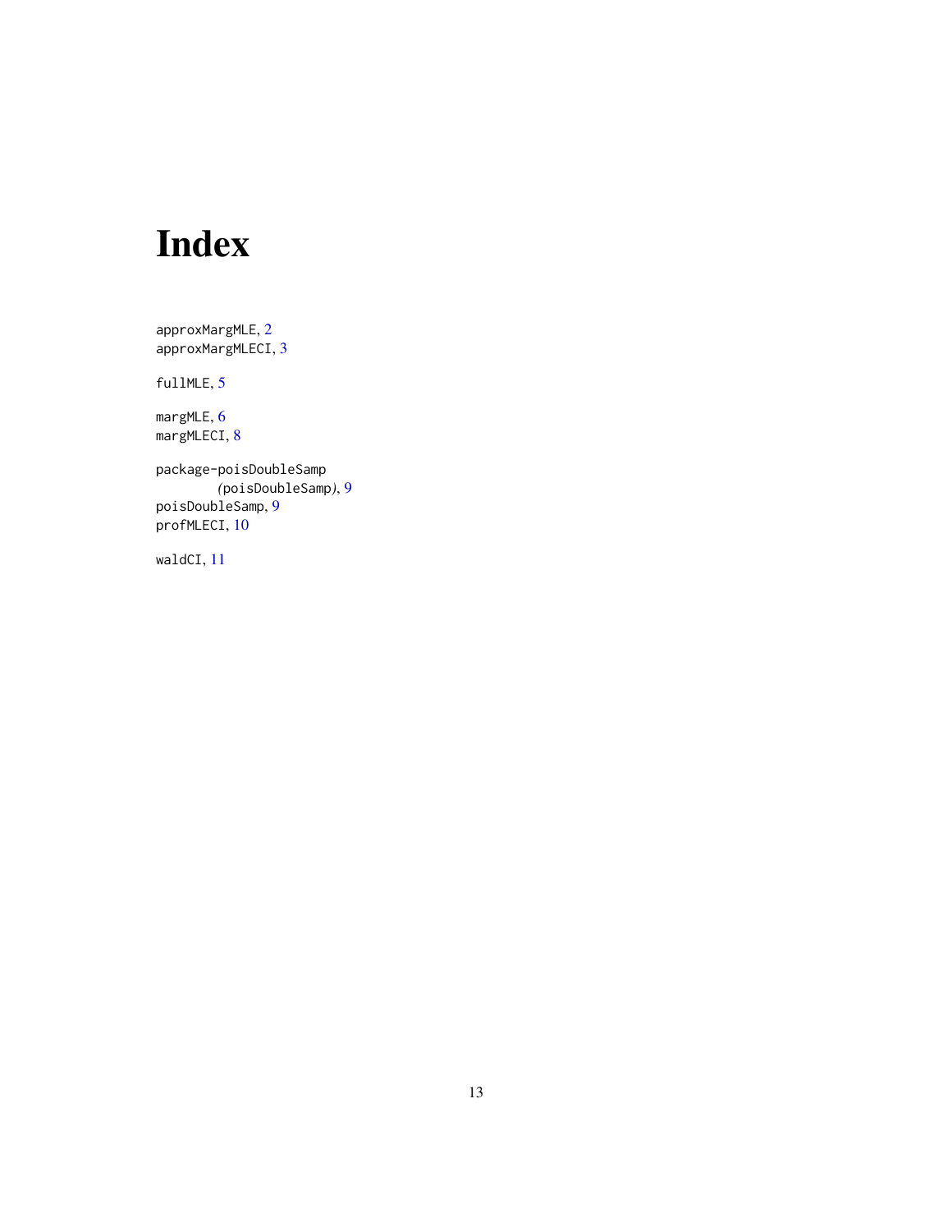# Index

approxMargMLE, 2
approxMargMLECI, 3

fullMLE, 5

margMLE, 6
margMLECI, 8

package-poisDoubleSamp
 (poisDoubleSamp), 9
poisDoubleSamp, 9
profMLECI, 10

waldCI, 11